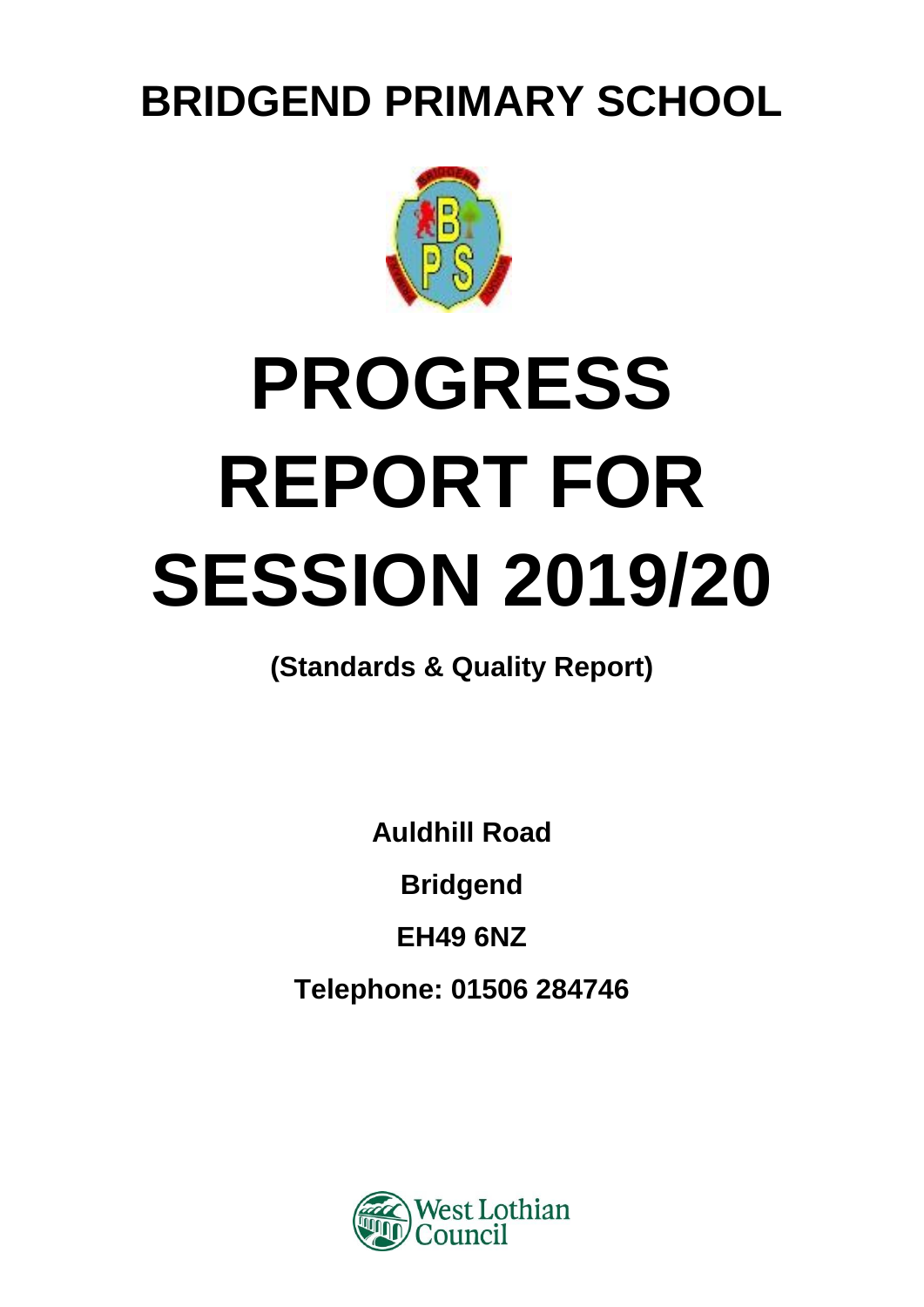# BRIDGEND PRIMARY SCHOOL

# PROGRESS REPORT FOR SESSION 2019/20

**(Standards & Quality Report)**

**Auldhill Road**

**Bridgend**

**EH49 6NZ**

**Telephone: 01506 284746**

West Lothian Council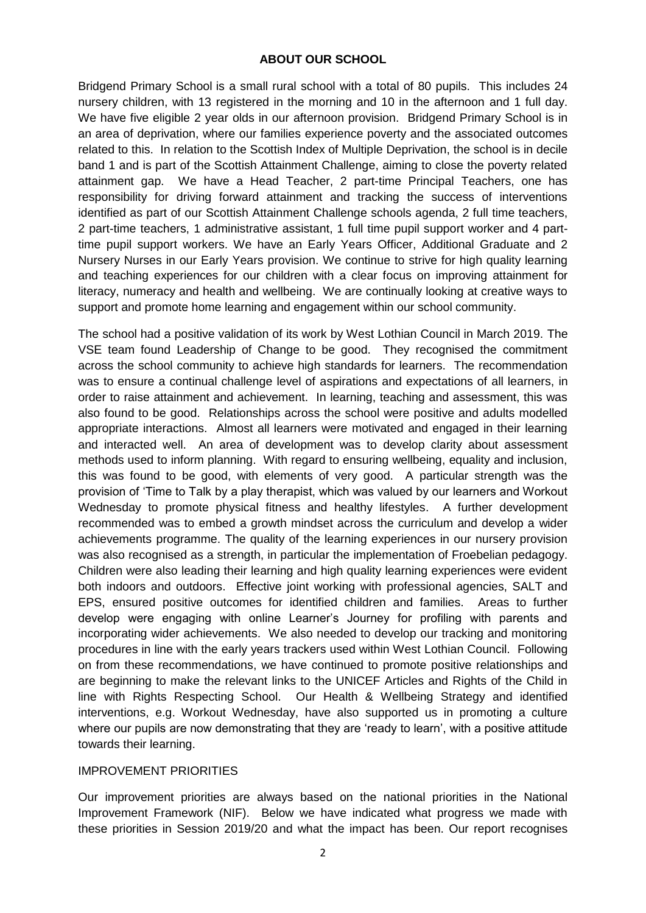## ABOUT OUR SCHOOL

Bridgend Primary School is a small rural school with a total of 80 pupils. This includes 24 nursery children, with 13 registered in the morning and 10 in the afternoon and 1 full day. We have five eligible 2 year olds in our afternoon provision. Bridgend Primary School is in an area of deprivation, where our families experience poverty and the associated outcomes related to this. In relation to the Scottish Index of Multiple Deprivation, the school is in decile band 1 and is part of the Scottish Attainment Challenge, aiming to close the poverty related attainment gap. We have a Head Teacher, 2 part-time Principal Teachers, one has responsibility for driving forward attainment and tracking the success of interventions identified as part of our Scottish Attainment Challenge schools agenda, 2 full time teachers, 2 part-time teachers, 1 administrative assistant, 1 full time pupil support worker and 4 part-time pupil support workers. We have an Early Years Officer, Additional Graduate and 2 Nursery Nurses in our Early Years provision. We continue to strive for high quality learning and teaching experiences for our children with a clear focus on improving attainment for literacy, numeracy and health and wellbeing. We are continually looking at creative ways to support and promote home learning and engagement within our school community.

The school had a positive validation of its work by West Lothian Council in March 2019. The VSE team found Leadership of Change to be good. They recognised the commitment across the school community to achieve high standards for learners. The recommendation was to ensure a continual challenge level of aspirations and expectations of all learners, in order to raise attainment and achievement. In learning, teaching and assessment, this was also found to be good. Relationships across the school were positive and adults modelled appropriate interactions. Almost all learners were motivated and engaged in their learning and interacted well. An area of development was to develop clarity about assessment methods used to inform planning. With regard to ensuring wellbeing, equality and inclusion, this was found to be good, with elements of very good. A particular strength was the provision of 'Time to Talk by a play therapist, which was valued by our learners and Workout Wednesday to promote physical fitness and healthy lifestyles. A further development recommended was to embed a growth mindset across the curriculum and develop a wider achievements programme. The quality of the learning experiences in our nursery provision was also recognised as a strength, in particular the implementation of Froebelian pedagogy. Children were also leading their learning and high quality learning experiences were evident both indoors and outdoors. Effective joint working with professional agencies, SALT and EPS, ensured positive outcomes for identified children and families. Areas to further develop were engaging with online Learner's Journey for profiling with parents and incorporating wider achievements. We also needed to develop our tracking and monitoring procedures in line with the early years trackers used within West Lothian Council. Following on from these recommendations, we have continued to promote positive relationships and are beginning to make the relevant links to the UNICEF Articles and Rights of the Child in line with Rights Respecting School. Our Health & Wellbeing Strategy and identified interventions, e.g. Workout Wednesday, have also supported us in promoting a culture where our pupils are now demonstrating that they are 'ready to learn', with a positive attitude towards their learning.

## IMPROVEMENT PRIORITIES

Our improvement priorities are always based on the national priorities in the National Improvement Framework (NIF). Below we have indicated what progress we made with these priorities in Session 2019/20 and what the impact has been. Our report recognises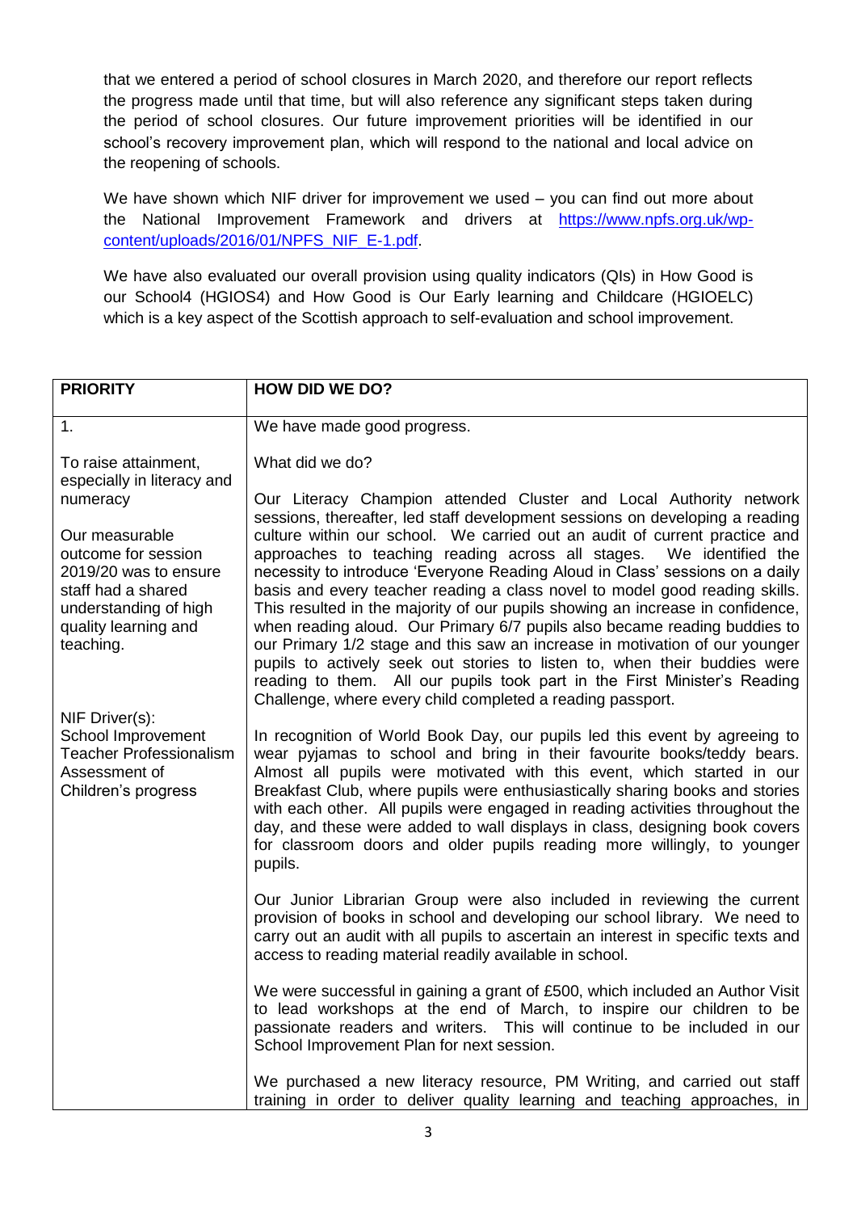that we entered a period of school closures in March 2020, and therefore our report reflects the progress made until that time, but will also reference any significant steps taken during the period of school closures. Our future improvement priorities will be identified in our school's recovery improvement plan, which will respond to the national and local advice on the reopening of schools.

We have shown which NIF driver for improvement we used – you can find out more about the National Improvement Framework and drivers at [https://www.npfs.org.uk/wp-content/uploads/2016/01/NPFS_NIF_E-1.pdf](https://www.npfs.org.uk/wp-content/uploads/2016/01/NPFS_NIF_E-1.pdf).

We have also evaluated our overall provision using quality indicators (QIs) in How Good is our School4 (HGIOS4) and How Good is Our Early learning and Childcare (HGIOELC) which is a key aspect of the Scottish approach to self-evaluation and school improvement.

| PRIORITY | HOW DID WE DO? |
| --- | --- |
| 1.<br><br>To raise attainment, especially in literacy and numeracy<br><br>Our measurable outcome for session 2019/20 was to ensure staff had a shared understanding of high quality learning and teaching.<br><br>NIF Driver(s):<br>School Improvement<br>Teacher Professionalism<br>Assessment of Children's progress | We have made good progress.<br><br>What did we do?<br><br>Our Literacy Champion attended Cluster and Local Authority network sessions, thereafter, led staff development sessions on developing a reading culture within our school. We carried out an audit of current practice and approaches to teaching reading across all stages. We identified the necessity to introduce 'Everyone Reading Aloud in Class' sessions on a daily basis and every teacher reading a class novel to model good reading skills. This resulted in the majority of our pupils showing an increase in confidence, when reading aloud. Our Primary 6/7 pupils also became reading buddies to our Primary 1/2 stage and this saw an increase in motivation of our younger pupils to actively seek out stories to listen to, when their buddies were reading to them. All our pupils took part in the First Minister's Reading Challenge, where every child completed a reading passport.<br><br>In recognition of World Book Day, our pupils led this event by agreeing to wear pyjamas to school and bring in their favourite books/teddy bears. Almost all pupils were motivated with this event, which started in our Breakfast Club, where pupils were enthusiastically sharing books and stories with each other. All pupils were engaged in reading activities throughout the day, and these were added to wall displays in class, designing book covers for classroom doors and older pupils reading more willingly, to younger pupils.<br><br>Our Junior Librarian Group were also included in reviewing the current provision of books in school and developing our school library. We need to carry out an audit with all pupils to ascertain an interest in specific texts and access to reading material readily available in school.<br><br>We were successful in gaining a grant of £500, which included an Author Visit to lead workshops at the end of March, to inspire our children to be passionate readers and writers. This will continue to be included in our School Improvement Plan for next session.<br><br>We purchased a new literacy resource, PM Writing, and carried out staff training in order to deliver quality learning and teaching approaches, in |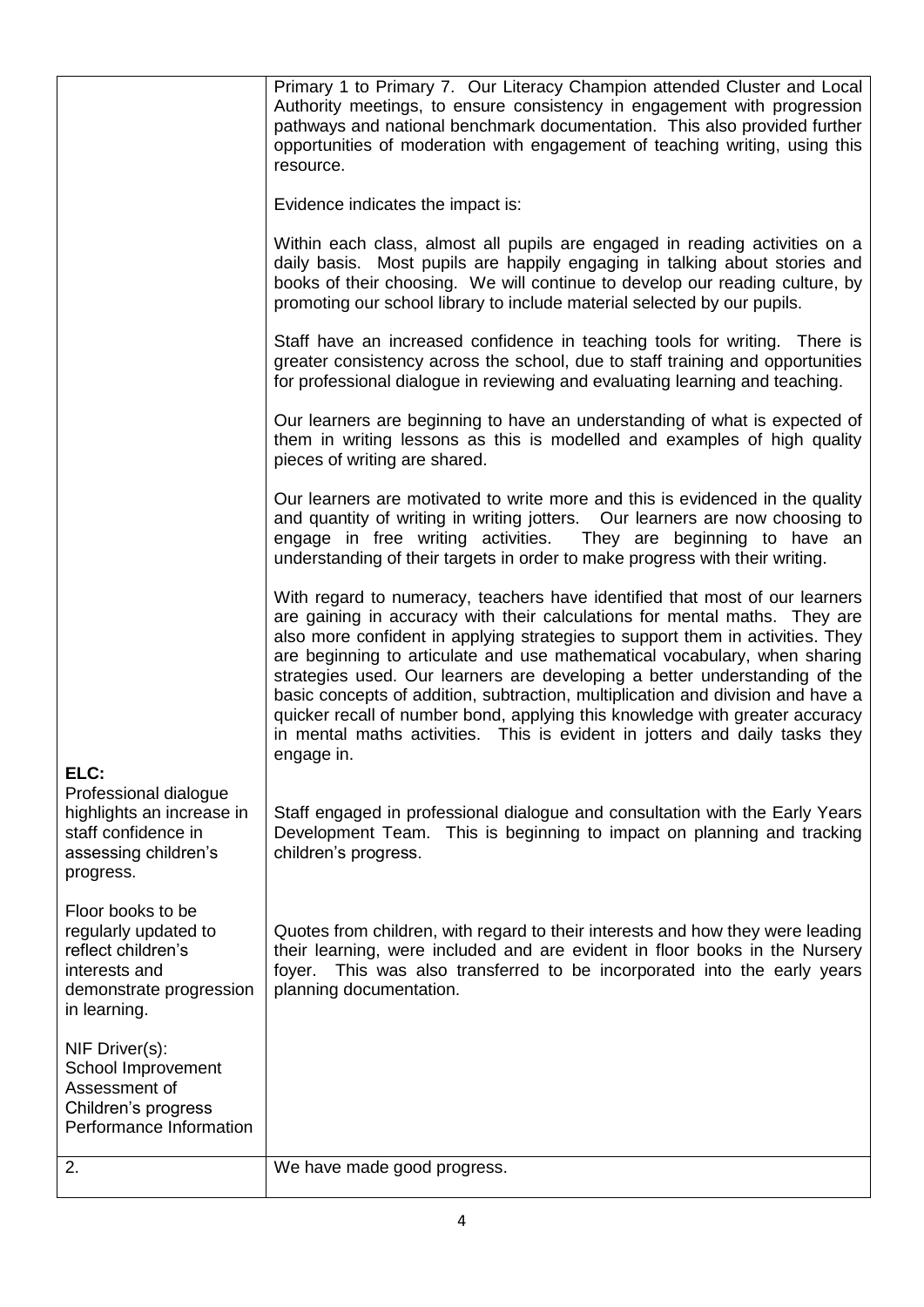| | |
|---|---|
| | Primary 1 to Primary 7. Our Literacy Champion attended Cluster and Local Authority meetings, to ensure consistency in engagement with progression pathways and national benchmark documentation. This also provided further opportunities of moderation with engagement of teaching writing, using this resource.<br><br>Evidence indicates the impact is:<br><br>Within each class, almost all pupils are engaged in reading activities on a daily basis. Most pupils are happily engaging in talking about stories and books of their choosing. We will continue to develop our reading culture, by promoting our school library to include material selected by our pupils.<br><br>Staff have an increased confidence in teaching tools for writing. There is greater consistency across the school, due to staff training and opportunities for professional dialogue in reviewing and evaluating learning and teaching.<br><br>Our learners are beginning to have an understanding of what is expected of them in writing lessons as this is modelled and examples of high quality pieces of writing are shared.<br><br>Our learners are motivated to write more and this is evidenced in the quality and quantity of writing in writing jotters. Our learners are now choosing to engage in free writing activities. They are beginning to have an understanding of their targets in order to make progress with their writing.<br><br>With regard to numeracy, teachers have identified that most of our learners are gaining in accuracy with their calculations for mental maths. They are also more confident in applying strategies to support them in activities. They are beginning to articulate and use mathematical vocabulary, when sharing strategies used. Our learners are developing a better understanding of the basic concepts of addition, subtraction, multiplication and division and have a quicker recall of number bond, applying this knowledge with greater accuracy in mental maths activities. This is evident in jotters and daily tasks they engage in. |
| **ELC:**<br>Professional dialogue highlights an increase in staff confidence in assessing children's progress. | Staff engaged in professional dialogue and consultation with the Early Years Development Team. This is beginning to impact on planning and tracking children's progress. |
| Floor books to be regularly updated to reflect children's interests and demonstrate progression in learning.<br><br>NIF Driver(s):<br>School Improvement<br>Assessment of Children's progress<br>Performance Information | Quotes from children, with regard to their interests and how they were leading their learning, were included and are evident in floor books in the Nursery foyer. This was also transferred to be incorporated into the early years planning documentation. |
| 2. | We have made good progress. |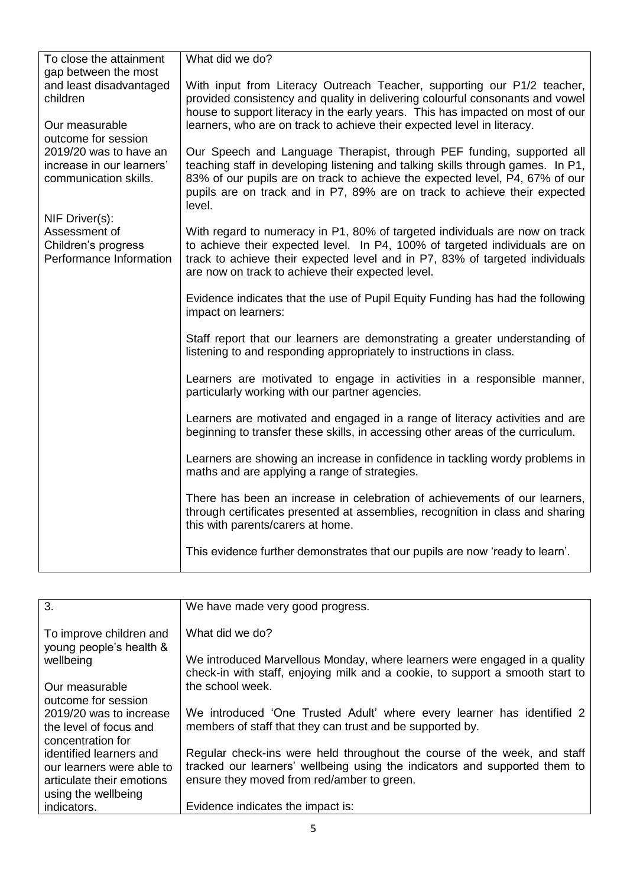| To close the attainment gap between the most and least disadvantaged children<br><br>Our measurable outcome for session 2019/20 was to have an increase in our learners' communication skills.<br><br>NIF Driver(s):<br>Assessment of Children's progress<br>Performance Information | What did we do?<br><br>With input from Literacy Outreach Teacher, supporting our P1/2 teacher, provided consistency and quality in delivering colourful consonants and vowel house to support literacy in the early years. This has impacted on most of our learners, who are on track to achieve their expected level in literacy.<br><br>Our Speech and Language Therapist, through PEF funding, supported all teaching staff in developing listening and talking skills through games. In P1, 83% of our pupils are on track to achieve the expected level, P4, 67% of our pupils are on track and in P7, 89% are on track to achieve their expected level.<br><br>With regard to numeracy in P1, 80% of targeted individuals are now on track to achieve their expected level. In P4, 100% of targeted individuals are on track to achieve their expected level and in P7, 83% of targeted individuals are now on track to achieve their expected level.<br><br>Evidence indicates that the use of Pupil Equity Funding has had the following impact on learners:<br><br>Staff report that our learners are demonstrating a greater understanding of listening to and responding appropriately to instructions in class.<br><br>Learners are motivated to engage in activities in a responsible manner, particularly working with our partner agencies.<br><br>Learners are motivated and engaged in a range of literacy activities and are beginning to transfer these skills, in accessing other areas of the curriculum.<br><br>Learners are showing an increase in confidence in tackling wordy problems in maths and are applying a range of strategies.<br><br>There has been an increase in celebration of achievements of our learners, through certificates presented at assemblies, recognition in class and sharing this with parents/carers at home.<br><br>This evidence further demonstrates that our pupils are now 'ready to learn'. |
|---|---|

| 3.<br><br>To improve children and young people's health & wellbeing<br><br>Our measurable outcome for session 2019/20 was to increase the level of focus and concentration for identified learners and our learners were able to articulate their emotions using the wellbeing indicators. | We have made very good progress.<br><br>What did we do?<br><br>We introduced Marvellous Monday, where learners were engaged in a quality check-in with staff, enjoying milk and a cookie, to support a smooth start to the school week.<br><br>We introduced 'One Trusted Adult' where every learner has identified 2 members of staff that they can trust and be supported by.<br><br>Regular check-ins were held throughout the course of the week, and staff tracked our learners' wellbeing using the indicators and supported them to ensure they moved from red/amber to green.<br><br>Evidence indicates the impact is: |
|---|---|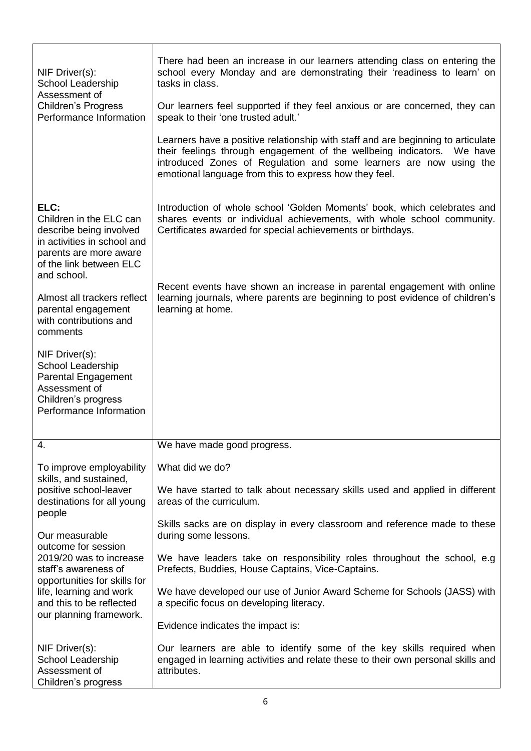| | |
|---|---|
| NIF Driver(s):<br>School Leadership<br>Assessment of Children's Progress<br>Performance Information | There had been an increase in our learners attending class on entering the school every Monday and are demonstrating their 'readiness to learn' on tasks in class.<br><br>Our learners feel supported if they feel anxious or are concerned, they can speak to their 'one trusted adult.'<br><br>Learners have a positive relationship with staff and are beginning to articulate their feelings through engagement of the wellbeing indicators. We have introduced Zones of Regulation and some learners are now using the emotional language from this to express how they feel. |
| **ELC:**<br>Children in the ELC can describe being involved in activities in school and parents are more aware of the link between ELC and school.<br><br>Almost all trackers reflect parental engagement with contributions and comments<br><br>NIF Driver(s):<br>School Leadership<br>Parental Engagement<br>Assessment of Children's progress<br>Performance Information | Introduction of whole school 'Golden Moments' book, which celebrates and shares events or individual achievements, with whole school community. Certificates awarded for special achievements or birthdays.<br><br>Recent events have shown an increase in parental engagement with online learning journals, where parents are beginning to post evidence of children's learning at home. |
| 4.<br><br>To improve employability skills, and sustained, positive school-leaver destinations for all young people<br><br>Our measurable outcome for session 2019/20 was to increase staff's awareness of opportunities for skills for life, learning and work and this to be reflected our planning framework.<br><br>NIF Driver(s):<br>School Leadership<br>Assessment of Children's progress | We have made good progress.<br><br>What did we do?<br><br>We have started to talk about necessary skills used and applied in different areas of the curriculum.<br><br>Skills sacks are on display in every classroom and reference made to these during some lessons.<br><br>We have leaders take on responsibility roles throughout the school, e.g Prefects, Buddies, House Captains, Vice-Captains.<br><br>We have developed our use of Junior Award Scheme for Schools (JASS) with a specific focus on developing literacy.<br><br>Evidence indicates the impact is:<br><br>Our learners are able to identify some of the key skills required when engaged in learning activities and relate these to their own personal skills and attributes. |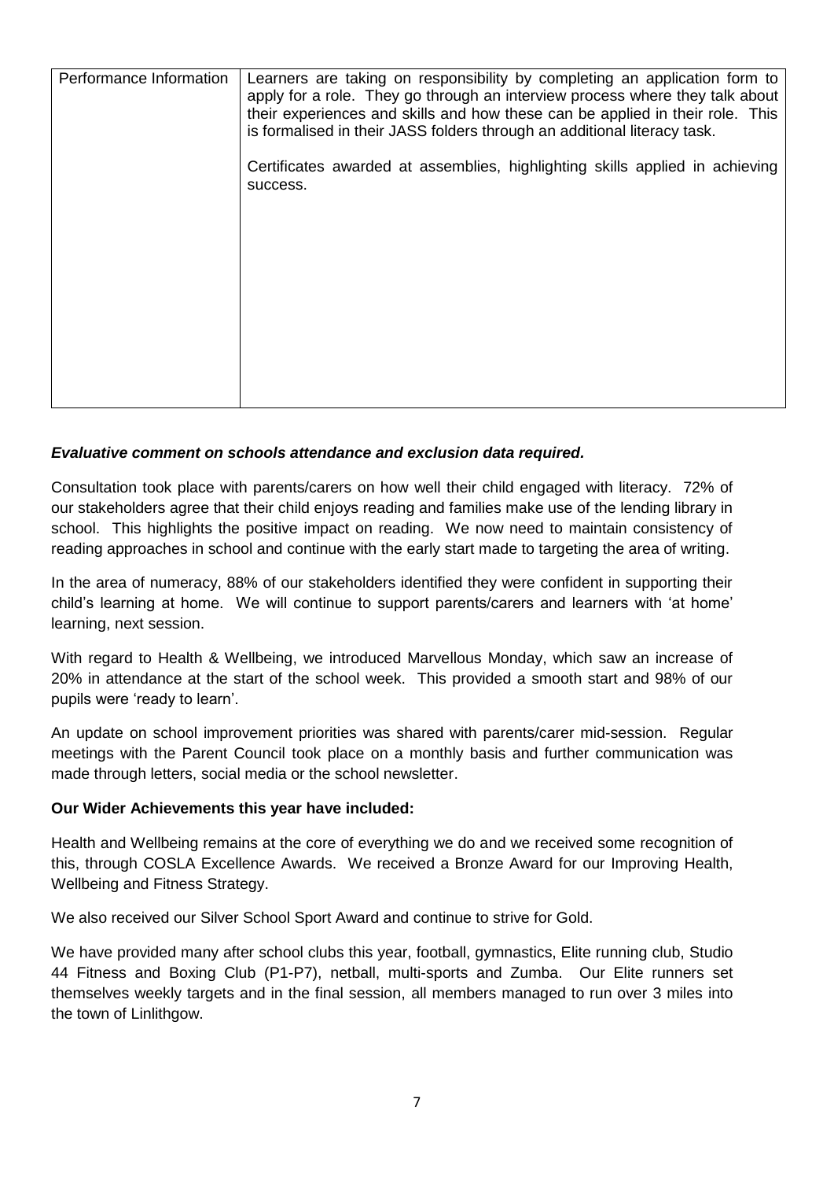| Performance Information | Learners are taking on responsibility by completing an application form to apply for a role. They go through an interview process where they talk about their experiences and skills and how these can be applied in their role. This is formalised in their JASS folders through an additional literacy task.<br><br>Certificates awarded at assemblies, highlighting skills applied in achieving success. |
|---|---|

***Evaluative comment on schools attendance and exclusion data required.***

Consultation took place with parents/carers on how well their child engaged with literacy. 72% of our stakeholders agree that their child enjoys reading and families make use of the lending library in school. This highlights the positive impact on reading. We now need to maintain consistency of reading approaches in school and continue with the early start made to targeting the area of writing.

In the area of numeracy, 88% of our stakeholders identified they were confident in supporting their child's learning at home. We will continue to support parents/carers and learners with 'at home' learning, next session.

With regard to Health & Wellbeing, we introduced Marvellous Monday, which saw an increase of 20% in attendance at the start of the school week. This provided a smooth start and 98% of our pupils were 'ready to learn'.

An update on school improvement priorities was shared with parents/carer mid-session. Regular meetings with the Parent Council took place on a monthly basis and further communication was made through letters, social media or the school newsletter.

**Our Wider Achievements this year have included:**

Health and Wellbeing remains at the core of everything we do and we received some recognition of this, through COSLA Excellence Awards. We received a Bronze Award for our Improving Health, Wellbeing and Fitness Strategy.

We also received our Silver School Sport Award and continue to strive for Gold.

We have provided many after school clubs this year, football, gymnastics, Elite running club, Studio 44 Fitness and Boxing Club (P1-P7), netball, multi-sports and Zumba. Our Elite runners set themselves weekly targets and in the final session, all members managed to run over 3 miles into the town of Linlithgow.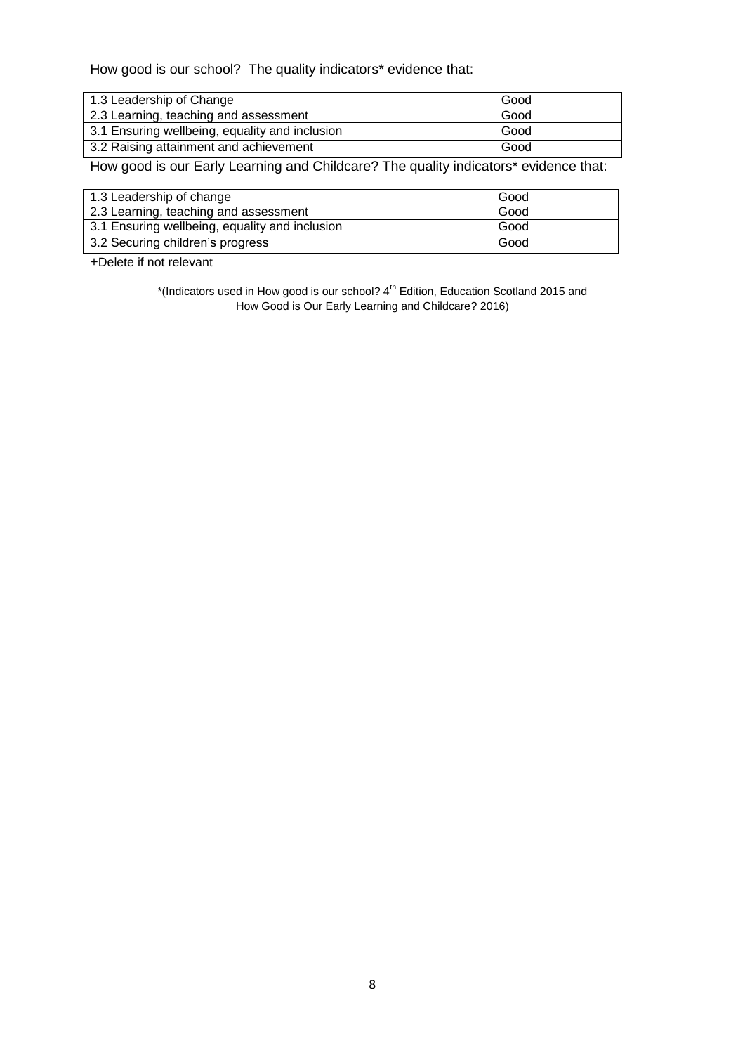How good is our school? The quality indicators* evidence that:

| | |
|---|---|
| 1.3 Leadership of Change | Good |
| 2.3 Learning, teaching and assessment | Good |
| 3.1 Ensuring wellbeing, equality and inclusion | Good |
| 3.2 Raising attainment and achievement | Good |

How good is our Early Learning and Childcare? The quality indicators* evidence that:

| | |
|---|---|
| 1.3 Leadership of change | Good |
| 2.3 Learning, teaching and assessment | Good |
| 3.1 Ensuring wellbeing, equality and inclusion | Good |
| 3.2 Securing children's progress | Good |

+Delete if not relevant

*(Indicators used in How good is our school? 4th Edition, Education Scotland 2015 and How Good is Our Early Learning and Childcare? 2016)